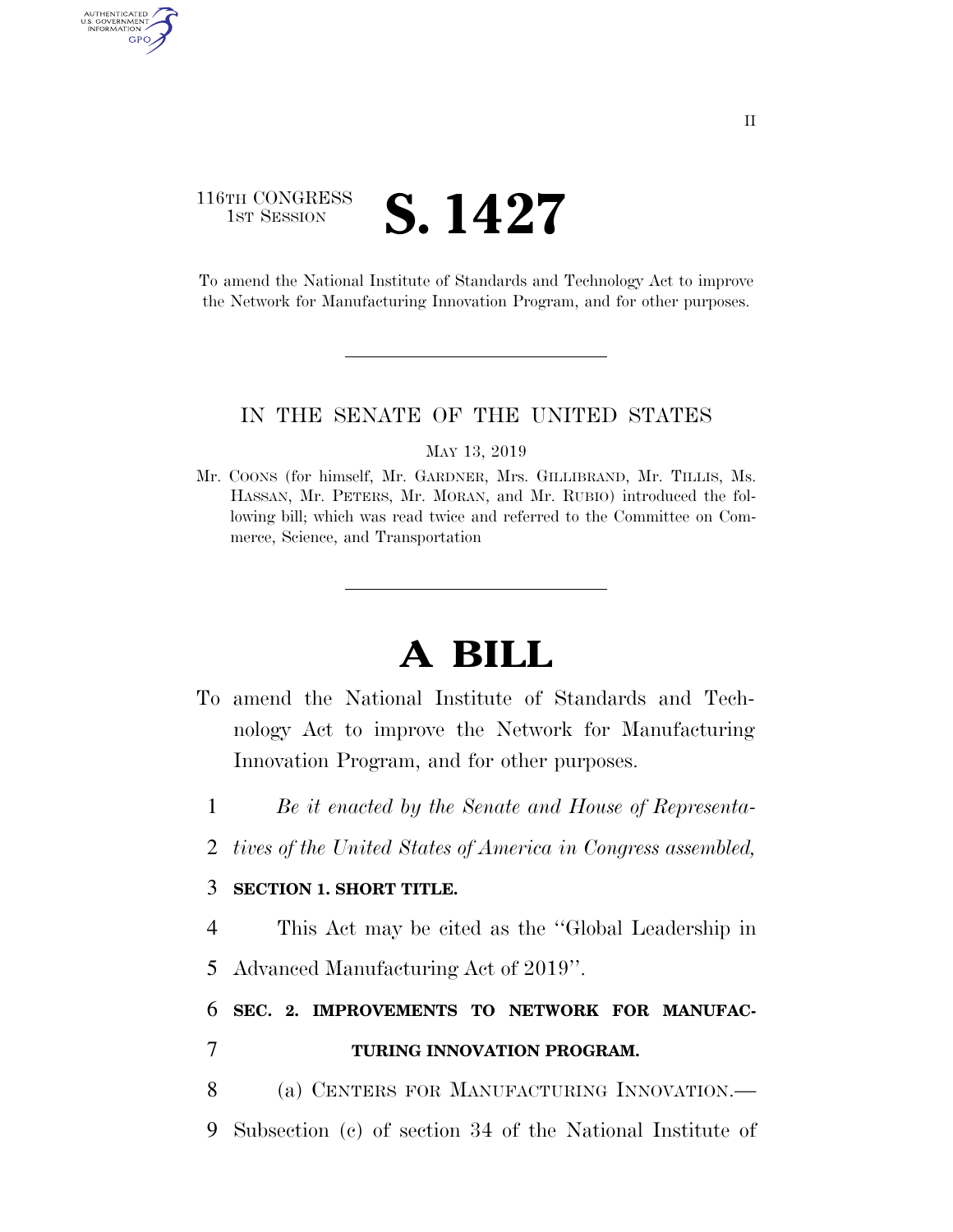116TH CONGRESS
1ST SESSION

# S. 1427

To amend the National Institute of Standards and Technology Act to improve the Network for Manufacturing Innovation Program, and for other purposes.

---

IN THE SENATE OF THE UNITED STATES

MAY 13, 2019

Mr. COONS (for himself, Mr. GARDNER, Mrs. GILLIBRAND, Mr. TILLIS, Ms. HASSAN, Mr. PETERS, Mr. MORAN, and Mr. RUBIO) introduced the following bill; which was read twice and referred to the Committee on Commerce, Science, and Transportation

---

# A BILL

To amend the National Institute of Standards and Technology Act to improve the Network for Manufacturing Innovation Program, and for other purposes.

1 *Be it enacted by the Senate and House of Representa-*
2 *tives of the United States of America in Congress assembled,*

3 **SECTION 1. SHORT TITLE.**

4 This Act may be cited as the "Global Leadership in
5 Advanced Manufacturing Act of 2019".

6 **SEC. 2. IMPROVEMENTS TO NETWORK FOR MANUFAC-**
7 **TURING INNOVATION PROGRAM.**

8 (a) CENTERS FOR MANUFACTURING INNOVATION.—
9 Subsection (c) of section 34 of the National Institute of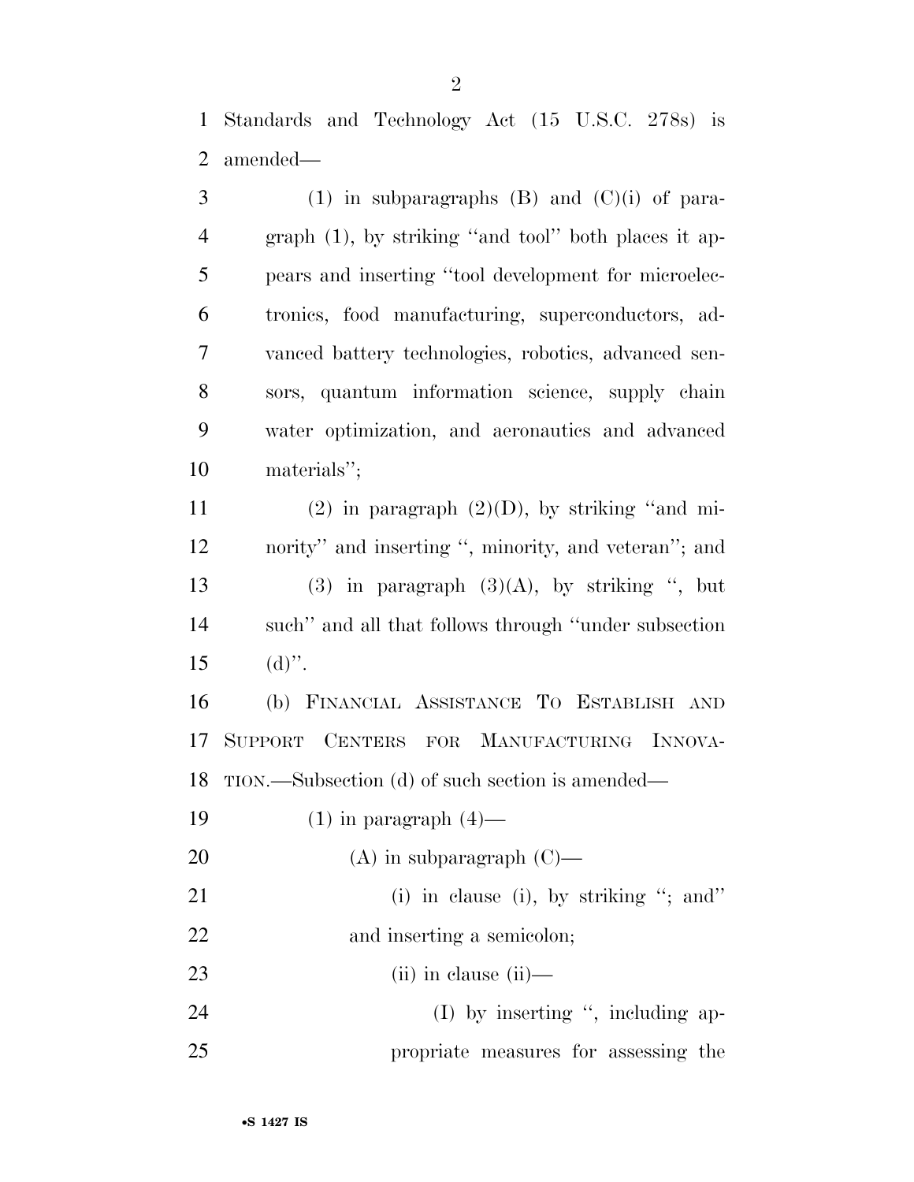Standards and Technology Act (15 U.S.C. 278s) is amended—

(1) in subparagraphs (B) and (C)(i) of paragraph (1), by striking ''and tool'' both places it appears and inserting ''tool development for microelectronics, food manufacturing, superconductors, advanced battery technologies, robotics, advanced sensors, quantum information science, supply chain water optimization, and aeronautics and advanced materials'';

(2) in paragraph (2)(D), by striking ''and minority'' and inserting '', minority, and veteran''; and

(3) in paragraph (3)(A), by striking '', but such'' and all that follows through ''under subsection (d)''.

(b) FINANCIAL ASSISTANCE TO ESTABLISH AND SUPPORT CENTERS FOR MANUFACTURING INNOVATION.—Subsection (d) of such section is amended—

(1) in paragraph (4)—

(A) in subparagraph (C)—

(i) in clause (i), by striking ''; and'' and inserting a semicolon;

(ii) in clause (ii)—

(I) by inserting '', including appropriate measures for assessing the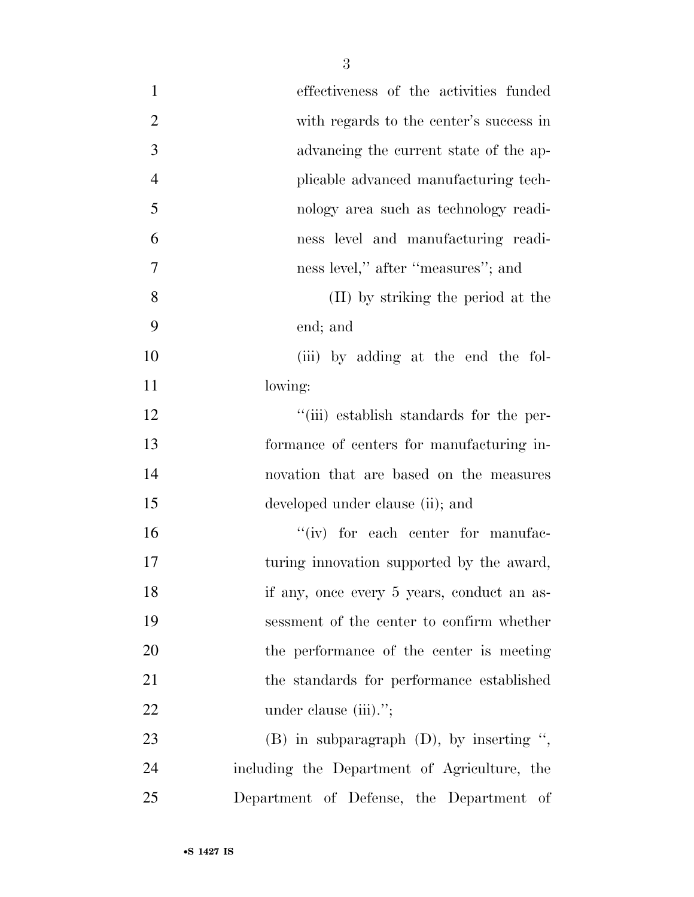effectiveness of the activities funded with regards to the center's success in advancing the current state of the applicable advanced manufacturing technology area such as technology readiness level and manufacturing readiness level," after "measures"; and

(II) by striking the period at the end; and

(iii) by adding at the end the following:

"(iii) establish standards for the performance of centers for manufacturing innovation that are based on the measures developed under clause (ii); and

"(iv) for each center for manufacturing innovation supported by the award, if any, once every 5 years, conduct an assessment of the center to confirm whether the performance of the center is meeting the standards for performance established under clause (iii).";

(B) in subparagraph (D), by inserting ", including the Department of Agriculture, the Department of Defense, the Department of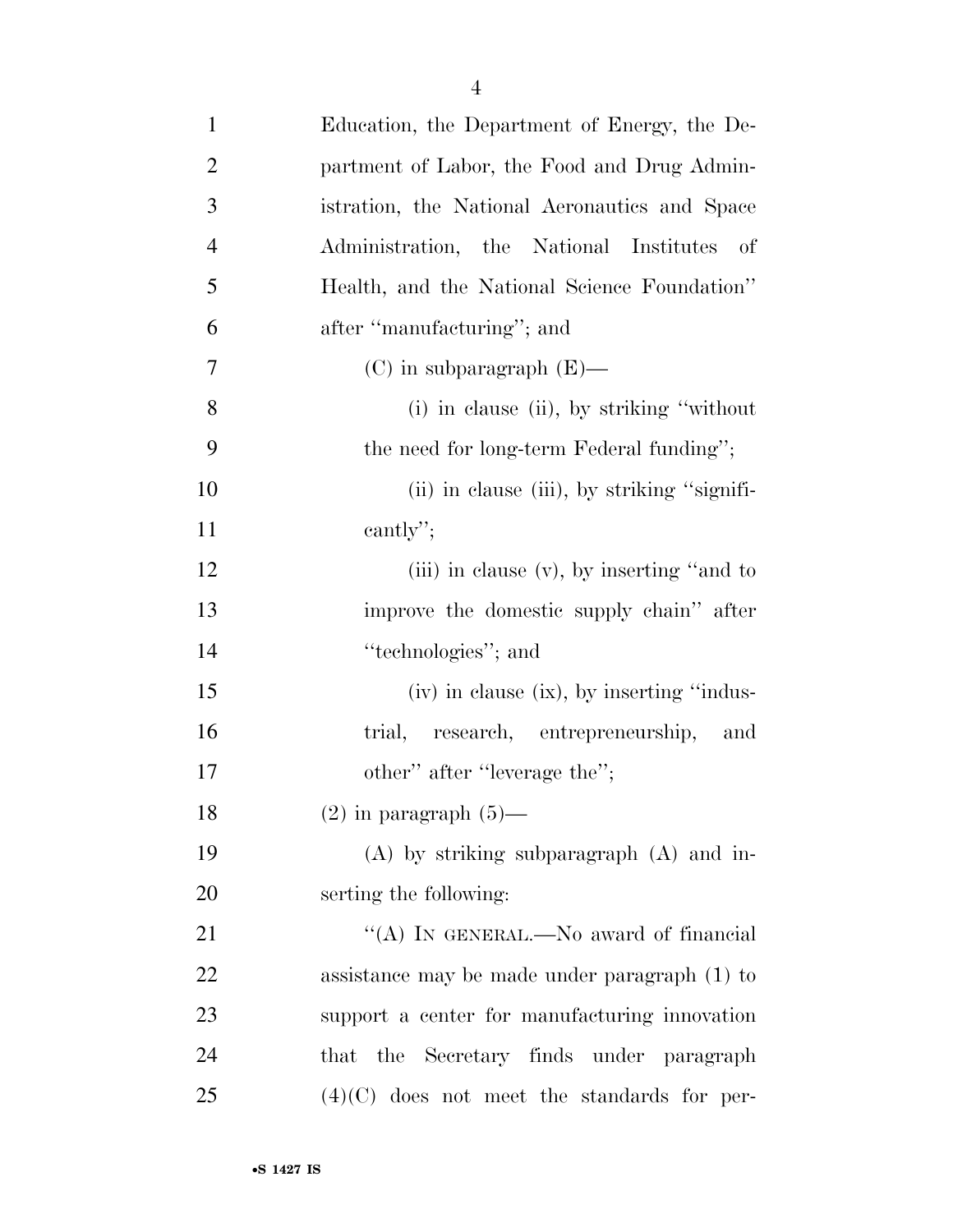Education, the Department of Energy, the Department of Labor, the Food and Drug Administration, the National Aeronautics and Space Administration, the National Institutes of Health, and the National Science Foundation'' after ''manufacturing''; and

(C) in subparagraph (E)—

(i) in clause (ii), by striking ''without the need for long-term Federal funding'';

(ii) in clause (iii), by striking ''significantly'';

(iii) in clause (v), by inserting ''and to improve the domestic supply chain'' after ''technologies''; and

(iv) in clause (ix), by inserting ''industrial, research, entrepreneurship, and other'' after ''leverage the'';

(2) in paragraph (5)—

(A) by striking subparagraph (A) and inserting the following:

''(A) IN GENERAL.—No award of financial assistance may be made under paragraph (1) to support a center for manufacturing innovation that the Secretary finds under paragraph (4)(C) does not meet the standards for per-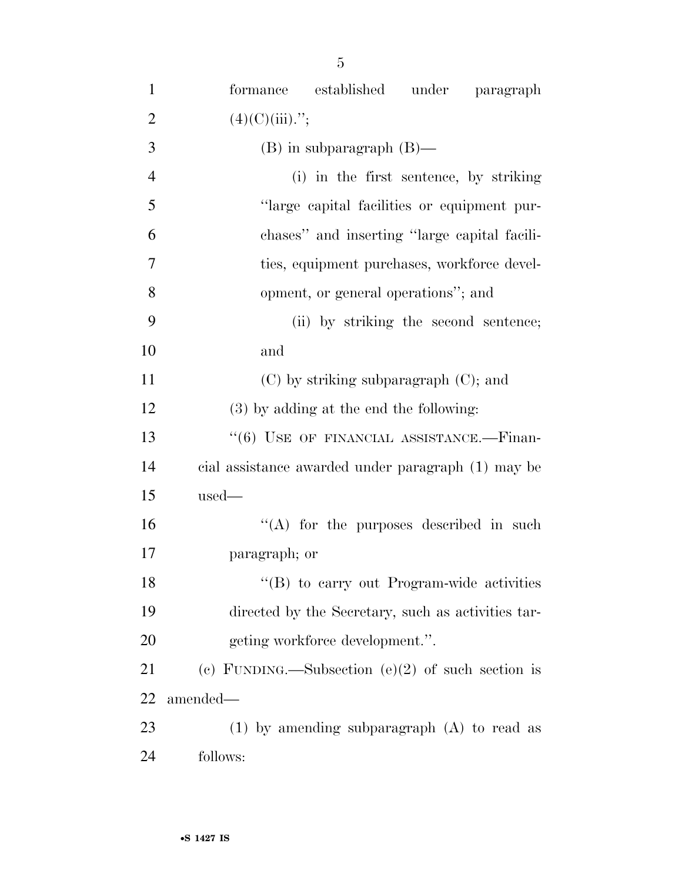formance established under paragraph (4)(C)(iii).'';

(B) in subparagraph (B)—

(i) in the first sentence, by striking ''large capital facilities or equipment purchases'' and inserting ''large capital facilities, equipment purchases, workforce development, or general operations''; and

(ii) by striking the second sentence; and

(C) by striking subparagraph (C); and

(3) by adding at the end the following:

''(6) USE OF FINANCIAL ASSISTANCE.—Financial assistance awarded under paragraph (1) may be used—

''(A) for the purposes described in such paragraph; or

''(B) to carry out Program-wide activities directed by the Secretary, such as activities targeting workforce development.''.

(c) FUNDING.—Subsection (e)(2) of such section is amended—

(1) by amending subparagraph (A) to read as follows: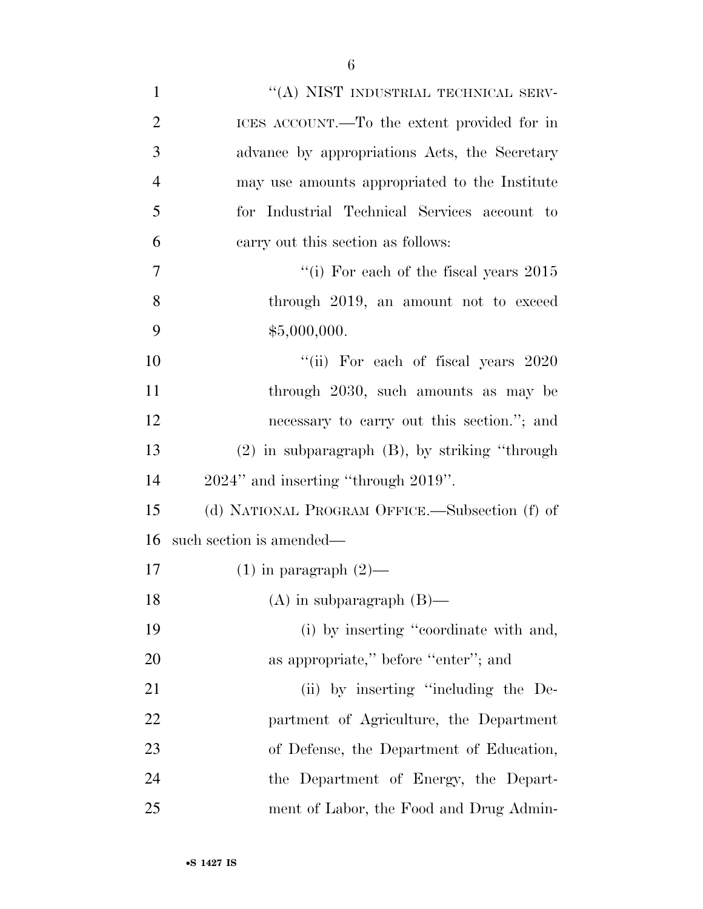"(A) NIST INDUSTRIAL TECHNICAL SERVICES ACCOUNT.—To the extent provided for in advance by appropriations Acts, the Secretary may use amounts appropriated to the Institute for Industrial Technical Services account to carry out this section as follows:

"(i) For each of the fiscal years 2015 through 2019, an amount not to exceed $5,000,000.

"(ii) For each of fiscal years 2020 through 2030, such amounts as may be necessary to carry out this section."; and

(2) in subparagraph (B), by striking "through 2024" and inserting "through 2019".

(d) NATIONAL PROGRAM OFFICE.—Subsection (f) of such section is amended—

(1) in paragraph (2)—

(A) in subparagraph (B)—

(i) by inserting "coordinate with and, as appropriate," before "enter"; and

(ii) by inserting "including the Department of Agriculture, the Department of Defense, the Department of Education, the Department of Energy, the Department of Labor, the Food and Drug Admin-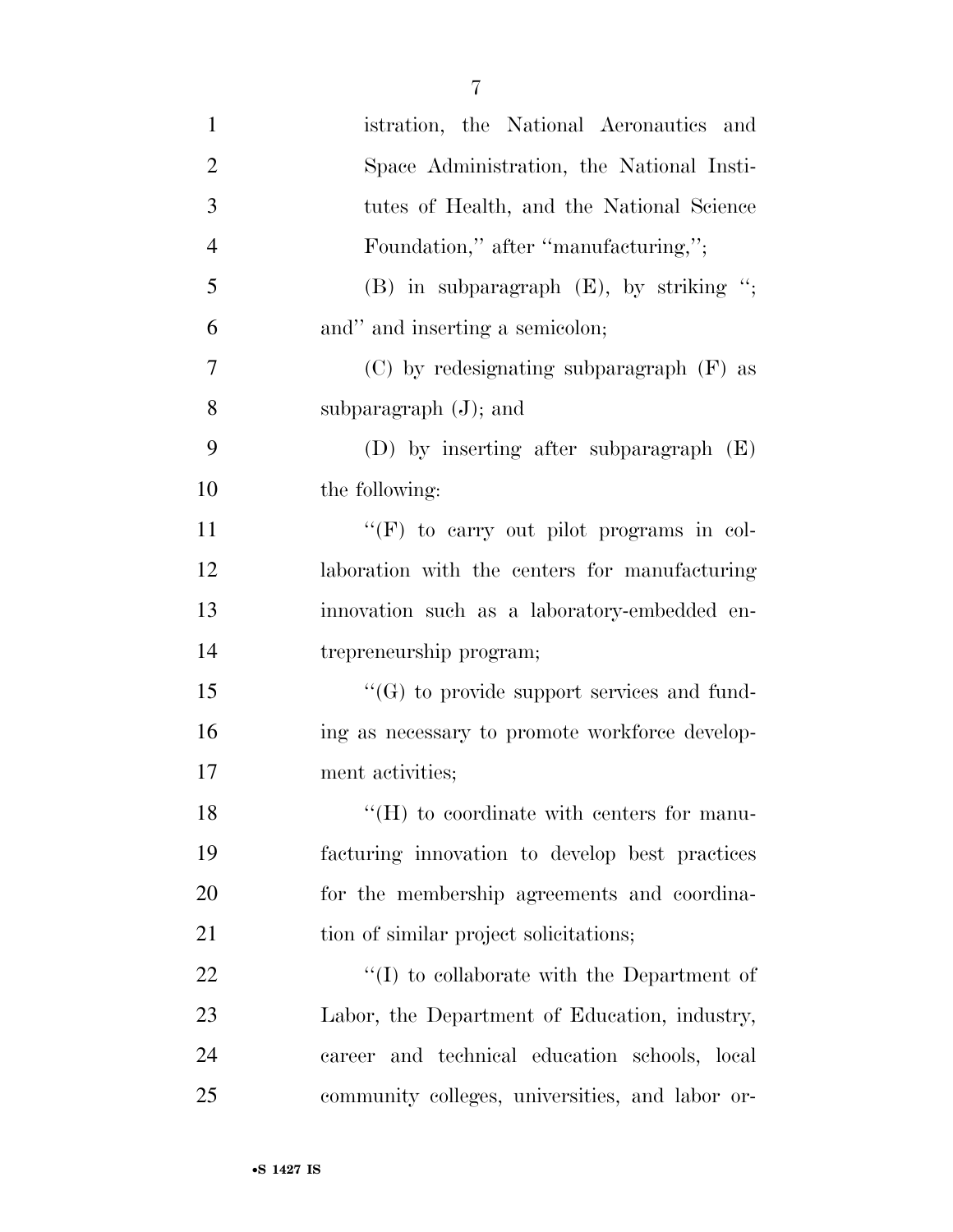istration, the National Aeronautics and Space Administration, the National Institutes of Health, and the National Science Foundation," after "manufacturing,";

(B) in subparagraph (E), by striking "; and" and inserting a semicolon;

(C) by redesignating subparagraph (F) as subparagraph (J); and

(D) by inserting after subparagraph (E) the following:

"(F) to carry out pilot programs in collaboration with the centers for manufacturing innovation such as a laboratory-embedded entrepreneurship program;

"(G) to provide support services and funding as necessary to promote workforce development activities;

"(H) to coordinate with centers for manufacturing innovation to develop best practices for the membership agreements and coordination of similar project solicitations;

"(I) to collaborate with the Department of Labor, the Department of Education, industry, career and technical education schools, local community colleges, universities, and labor or-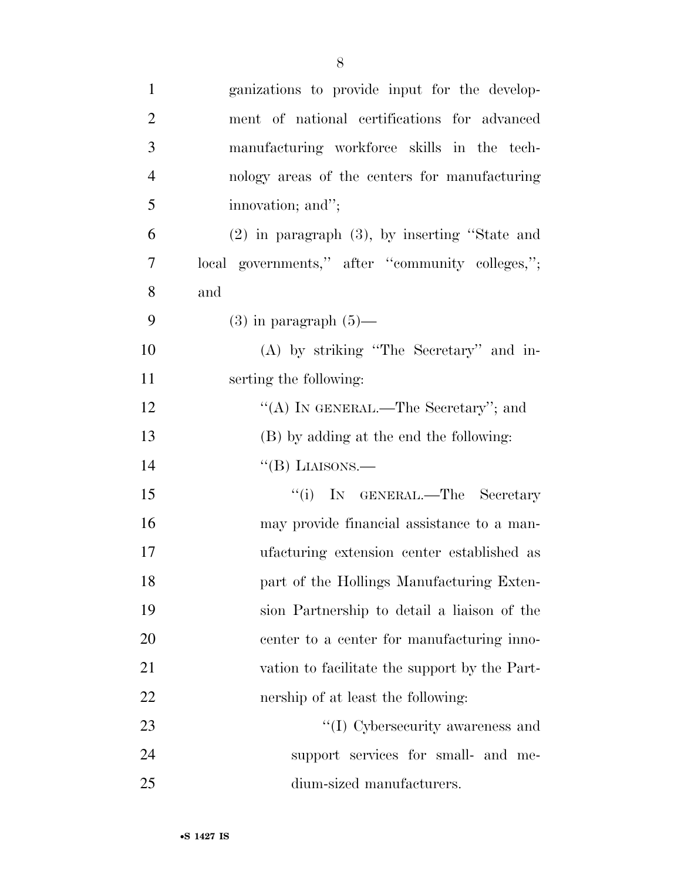ganizations to provide input for the development of national certifications for advanced manufacturing workforce skills in the technology areas of the centers for manufacturing innovation; and'';

(2) in paragraph (3), by inserting ''State and local governments,'' after ''community colleges,''; and

(3) in paragraph (5)—

(A) by striking ''The Secretary'' and inserting the following:

''(A) IN GENERAL.—The Secretary''; and

(B) by adding at the end the following:

''(B) LIAISONS.—

''(i) IN GENERAL.—The Secretary may provide financial assistance to a manufacturing extension center established as part of the Hollings Manufacturing Extension Partnership to detail a liaison of the center to a center for manufacturing innovation to facilitate the support by the Partnership of at least the following:

''(I) Cybersecurity awareness and support services for small- and medium-sized manufacturers.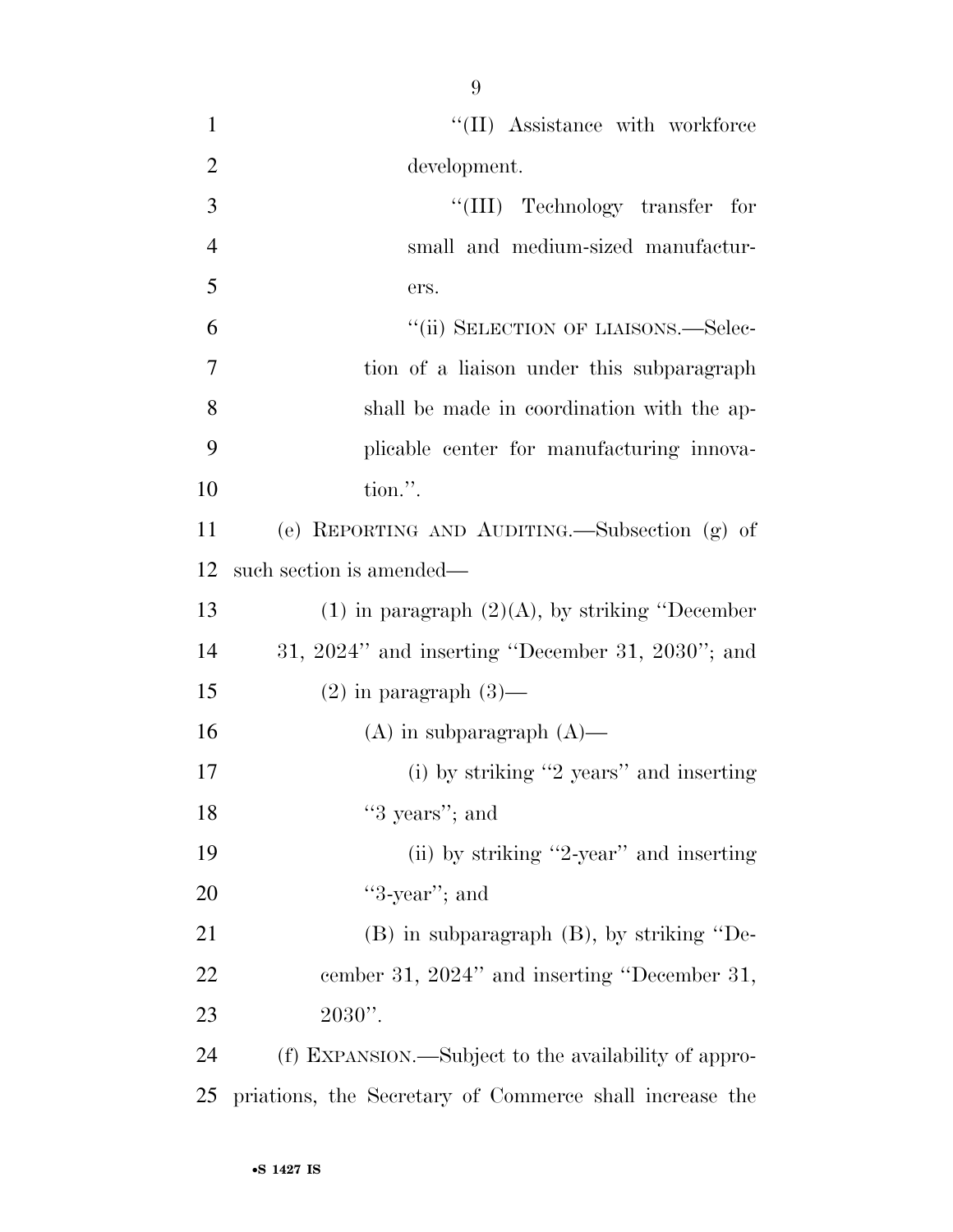"(II) Assistance with workforce development.

"(III) Technology transfer for small and medium-sized manufacturers.

"(ii) SELECTION OF LIAISONS.—Selection of a liaison under this subparagraph shall be made in coordination with the applicable center for manufacturing innovation.".

(e) REPORTING AND AUDITING.—Subsection (g) of such section is amended—

(1) in paragraph (2)(A), by striking "December 31, 2024" and inserting "December 31, 2030"; and

(2) in paragraph (3)—

(A) in subparagraph (A)—

(i) by striking "2 years" and inserting "3 years"; and

(ii) by striking "2-year" and inserting "3-year"; and

(B) in subparagraph (B), by striking "December 31, 2024" and inserting "December 31, 2030".

(f) EXPANSION.—Subject to the availability of appropriations, the Secretary of Commerce shall increase the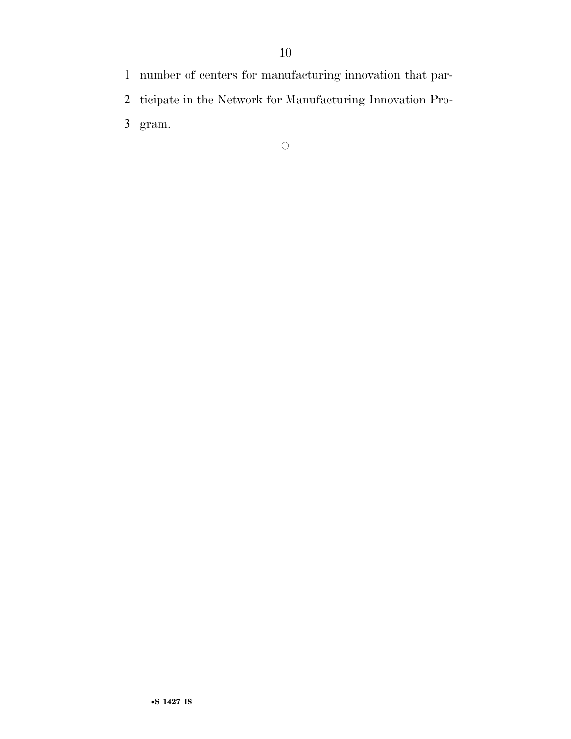number of centers for manufacturing innovation that participate in the Network for Manufacturing Innovation Program.

○